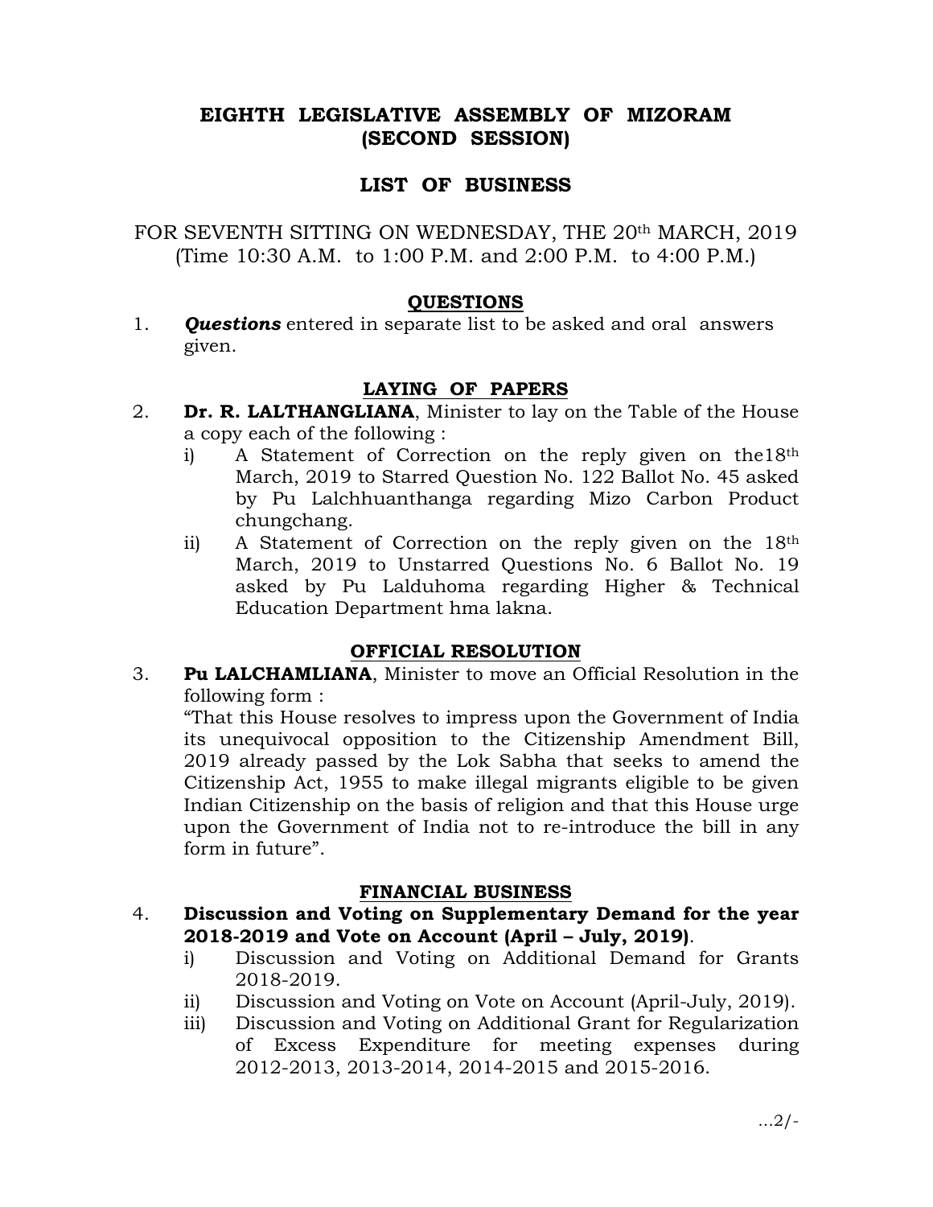# EIGHTH LEGISLATIVE ASSEMBLY OF MIZORAM
# (SECOND SESSION)

## LIST OF BUSINESS

FOR SEVENTH SITTING ON WEDNESDAY, THE 20th MARCH, 2019
(Time 10:30 A.M. to 1:00 P.M. and 2:00 P.M. to 4:00 P.M.)

### QUESTIONS

1. ***Questions*** entered in separate list to be asked and oral answers given.

### LAYING OF PAPERS

2. **Dr. R. LALTHANGLIANA**, Minister to lay on the Table of the House a copy each of the following :
   i) A Statement of Correction on the reply given on the18th March, 2019 to Starred Question No. 122 Ballot No. 45 asked by Pu Lalchhuanthanga regarding Mizo Carbon Product chungchang.
   ii) A Statement of Correction on the reply given on the 18th March, 2019 to Unstarred Questions No. 6 Ballot No. 19 asked by Pu Lalduhoma regarding Higher & Technical Education Department hma lakna.

### OFFICIAL RESOLUTION

3. **Pu LALCHAMLIANA**, Minister to move an Official Resolution in the following form :
   "That this House resolves to impress upon the Government of India its unequivocal opposition to the Citizenship Amendment Bill, 2019 already passed by the Lok Sabha that seeks to amend the Citizenship Act, 1955 to make illegal migrants eligible to be given Indian Citizenship on the basis of religion and that this House urge upon the Government of India not to re-introduce the bill in any form in future".

### FINANCIAL BUSINESS

4. **Discussion and Voting on Supplementary Demand for the year 2018-2019 and Vote on Account (April – July, 2019)**.
   i) Discussion and Voting on Additional Demand for Grants 2018-2019.
   ii) Discussion and Voting on Vote on Account (April-July, 2019).
   iii) Discussion and Voting on Additional Grant for Regularization of Excess Expenditure for meeting expenses during 2012-2013, 2013-2014, 2014-2015 and 2015-2016.

...2/-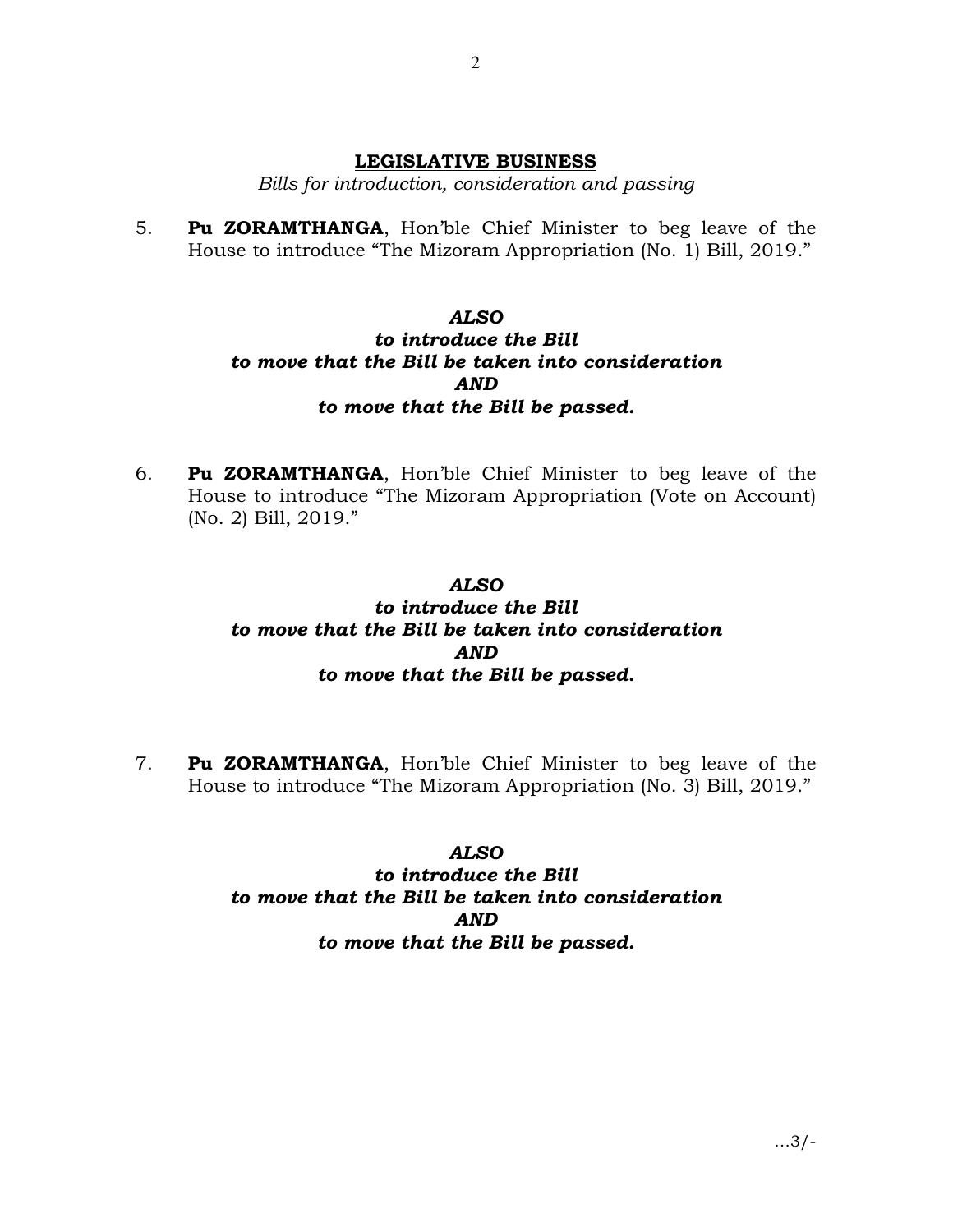## **LEGISLATIVE BUSINESS**

*Bills for introduction, consideration and passing*

5. **Pu ZORAMTHANGA**, Hon'ble Chief Minister to beg leave of the House to introduce "The Mizoram Appropriation (No. 1) Bill, 2019."

***ALSO***
***to introduce the Bill***
***to move that the Bill be taken into consideration***
***AND***
***to move that the Bill be passed.***

6. **Pu ZORAMTHANGA**, Hon'ble Chief Minister to beg leave of the House to introduce "The Mizoram Appropriation (Vote on Account) (No. 2) Bill, 2019."

***ALSO***
***to introduce the Bill***
***to move that the Bill be taken into consideration***
***AND***
***to move that the Bill be passed.***

7. **Pu ZORAMTHANGA**, Hon'ble Chief Minister to beg leave of the House to introduce "The Mizoram Appropriation (No. 3) Bill, 2019."

***ALSO***
***to introduce the Bill***
***to move that the Bill be taken into consideration***
***AND***
***to move that the Bill be passed.***

...3/-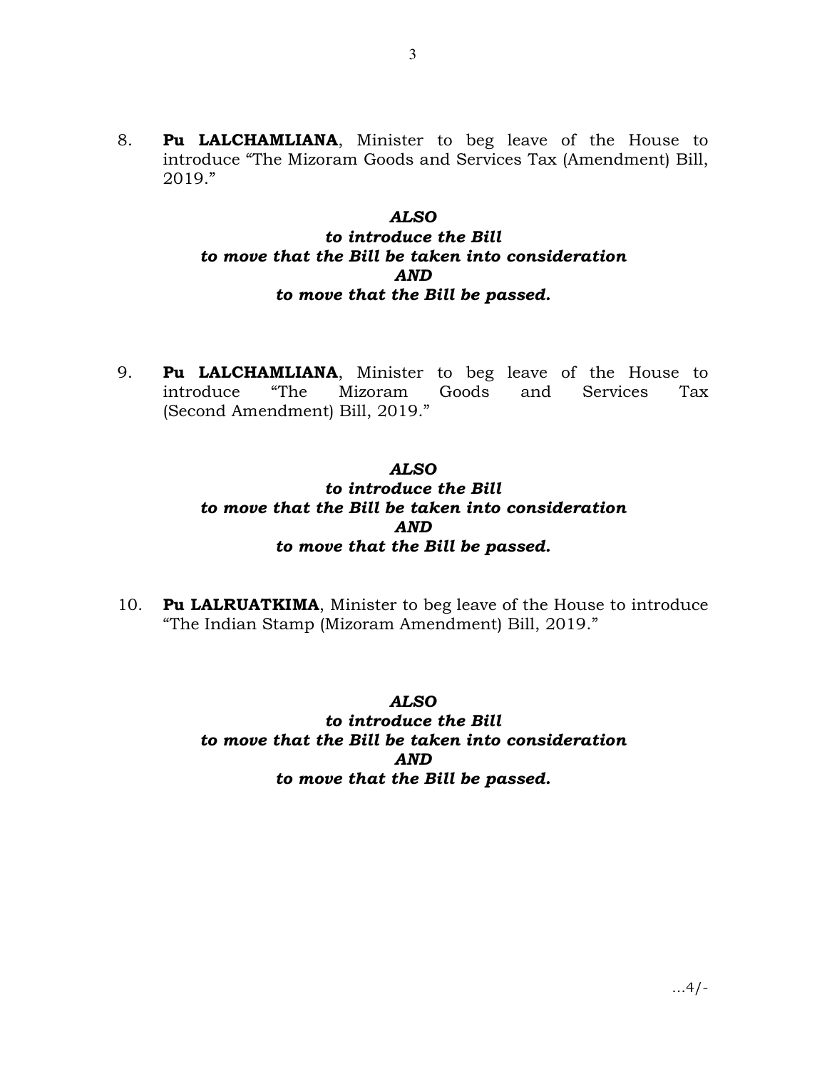8. **Pu LALCHAMLIANA**, Minister to beg leave of the House to introduce “The Mizoram Goods and Services Tax (Amendment) Bill, 2019.”

***ALSO***
***to introduce the Bill***
***to move that the Bill be taken into consideration***
***AND***
***to move that the Bill be passed.***

9. **Pu LALCHAMLIANA**, Minister to beg leave of the House to introduce “The Mizoram Goods and Services Tax (Second Amendment) Bill, 2019.”

***ALSO***
***to introduce the Bill***
***to move that the Bill be taken into consideration***
***AND***
***to move that the Bill be passed.***

10. **Pu LALRUATKIMA**, Minister to beg leave of the House to introduce “The Indian Stamp (Mizoram Amendment) Bill, 2019.”

***ALSO***
***to introduce the Bill***
***to move that the Bill be taken into consideration***
***AND***
***to move that the Bill be passed.***

...4/-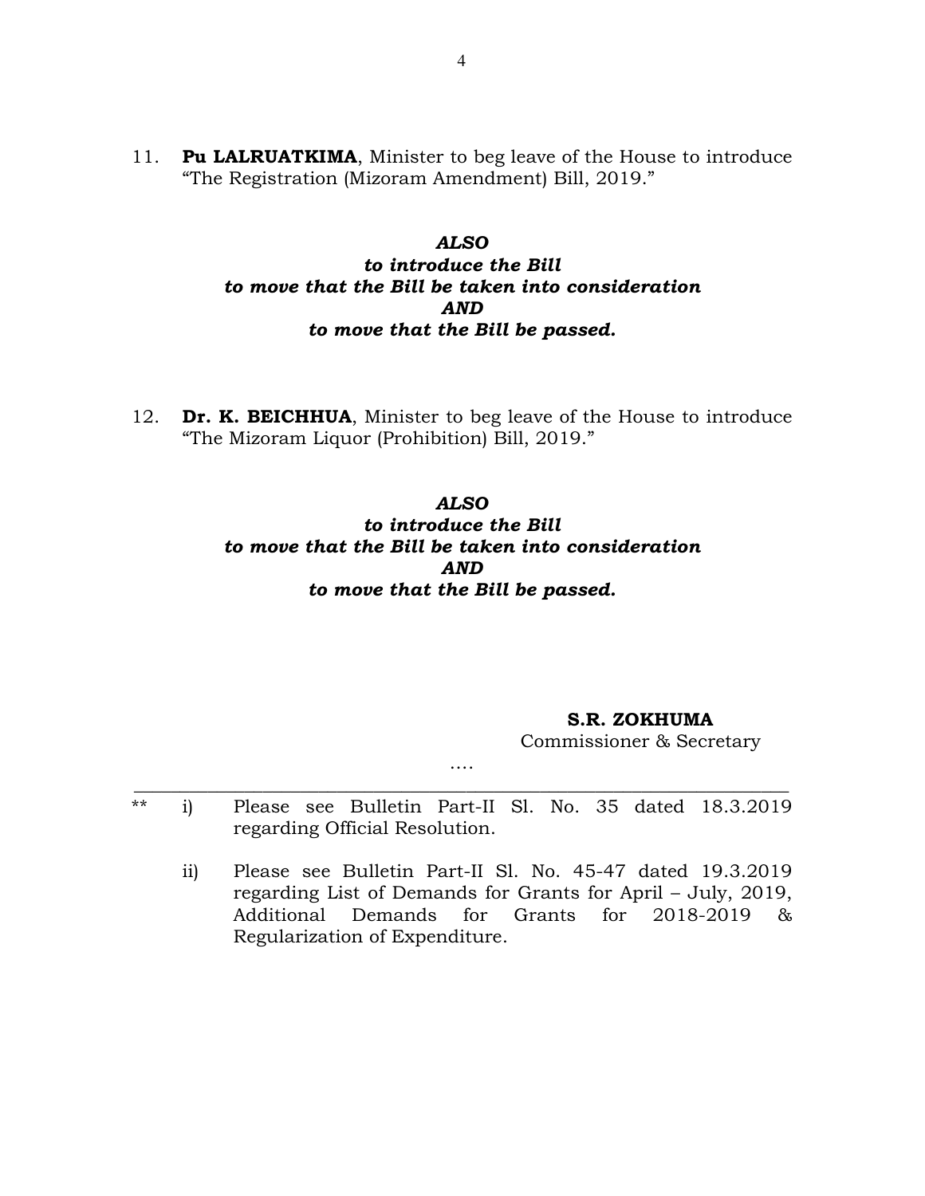11. **Pu LALRUATKIMA**, Minister to beg leave of the House to introduce "The Registration (Mizoram Amendment) Bill, 2019."

***ALSO***
***to introduce the Bill***
***to move that the Bill be taken into consideration***
***AND***
***to move that the Bill be passed.***

12. **Dr. K. BEICHHUA**, Minister to beg leave of the House to introduce "The Mizoram Liquor (Prohibition) Bill, 2019."

***ALSO***
***to introduce the Bill***
***to move that the Bill be taken into consideration***
***AND***
***to move that the Bill be passed.***

**S.R. ZOKHUMA**
Commissioner & Secretary

....

---

** i) Please see Bulletin Part-II Sl. No. 35 dated 18.3.2019 regarding Official Resolution.

ii) Please see Bulletin Part-II Sl. No. 45-47 dated 19.3.2019 regarding List of Demands for Grants for April – July, 2019, Additional Demands for Grants for 2018-2019 & Regularization of Expenditure.